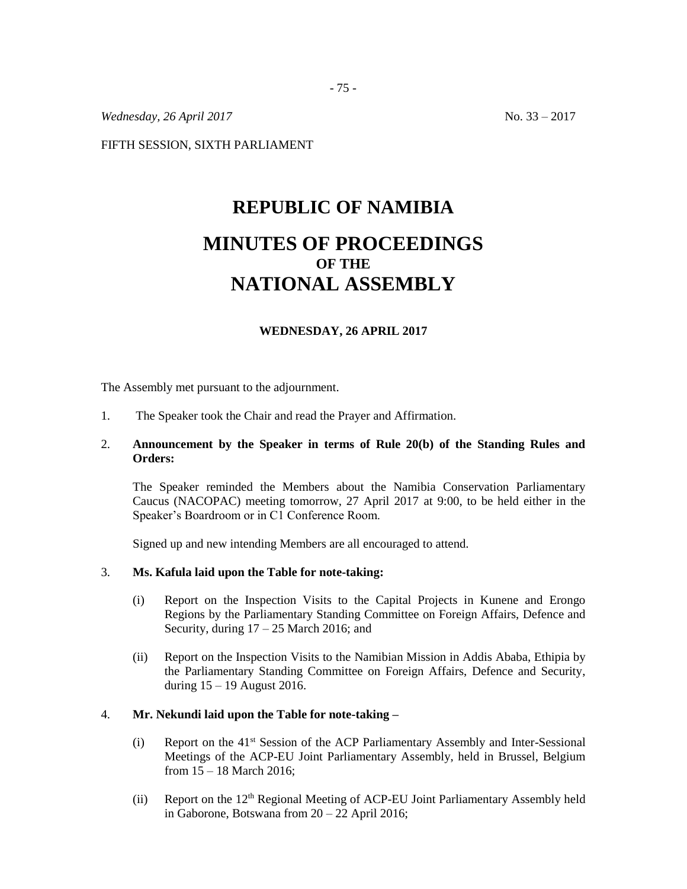*Wednesday, 26 April 2017* No. 33 – 2017

FIFTH SESSION, SIXTH PARLIAMENT

# REPUBLIC OF NAMIBIA

# MINUTES OF PROCEEDINGS
## OF THE
# NATIONAL ASSEMBLY

### WEDNESDAY, 26 APRIL 2017

The Assembly met pursuant to the adjournment.

1. The Speaker took the Chair and read the Prayer and Affirmation.

2. **Announcement by the Speaker in terms of Rule 20(b) of the Standing Rules and Orders:**

   The Speaker reminded the Members about the Namibia Conservation Parliamentary Caucus (NACOPAC) meeting tomorrow, 27 April 2017 at 9:00, to be held either in the Speaker's Boardroom or in C1 Conference Room.

   Signed up and new intending Members are all encouraged to attend.

3. **Ms. Kafula laid upon the Table for note-taking:**

   (i) Report on the Inspection Visits to the Capital Projects in Kunene and Erongo Regions by the Parliamentary Standing Committee on Foreign Affairs, Defence and Security, during 17 – 25 March 2016; and

   (ii) Report on the Inspection Visits to the Namibian Mission in Addis Ababa, Ethipia by the Parliamentary Standing Committee on Foreign Affairs, Defence and Security, during 15 – 19 August 2016.

4. **Mr. Nekundi laid upon the Table for note-taking –**

   (i) Report on the 41st Session of the ACP Parliamentary Assembly and Inter-Sessional Meetings of the ACP-EU Joint Parliamentary Assembly, held in Brussel, Belgium from 15 – 18 March 2016;

   (ii) Report on the 12th Regional Meeting of ACP-EU Joint Parliamentary Assembly held in Gaborone, Botswana from 20 – 22 April 2016;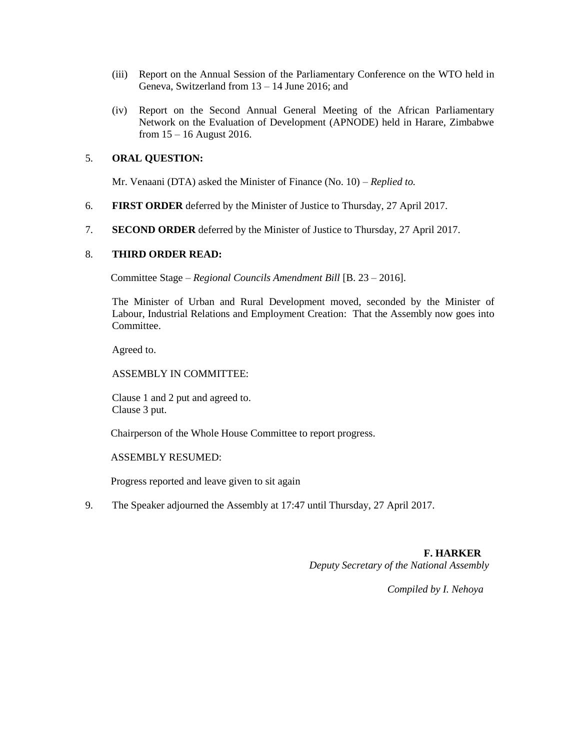(iii) Report on the Annual Session of the Parliamentary Conference on the WTO held in Geneva, Switzerland from 13 – 14 June 2016; and

(iv) Report on the Second Annual General Meeting of the African Parliamentary Network on the Evaluation of Development (APNODE) held in Harare, Zimbabwe from 15 – 16 August 2016.

5. **ORAL QUESTION:**

Mr. Venaani (DTA) asked the Minister of Finance (No. 10) – *Replied to.*

6. **FIRST ORDER** deferred by the Minister of Justice to Thursday, 27 April 2017.

7. **SECOND ORDER** deferred by the Minister of Justice to Thursday, 27 April 2017.

8. **THIRD ORDER READ:**

Committee Stage – *Regional Councils Amendment Bill* [B. 23 – 2016].

The Minister of Urban and Rural Development moved, seconded by the Minister of Labour, Industrial Relations and Employment Creation: That the Assembly now goes into Committee.

Agreed to.

ASSEMBLY IN COMMITTEE:

Clause 1 and 2 put and agreed to.
Clause 3 put.

Chairperson of the Whole House Committee to report progress.

ASSEMBLY RESUMED:

Progress reported and leave given to sit again

9. The Speaker adjourned the Assembly at 17:47 until Thursday, 27 April 2017.

**F. HARKER**
*Deputy Secretary of the National Assembly*

*Compiled by I. Nehoya*